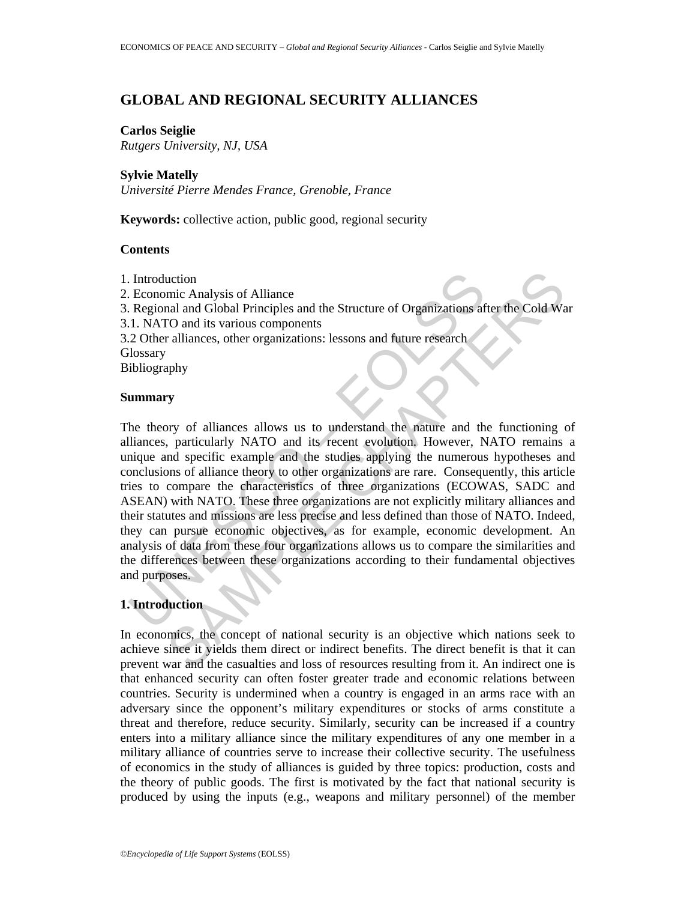# GLOBAL AND REGIONAL SECURITY ALLIANCES

**Carlos Seiglie**
*Rutgers University, NJ, USA*

**Sylvie Matelly**
*Université Pierre Mendes France, Grenoble, France*

**Keywords:** collective action, public good, regional security

## Contents

1. Introduction
2. Economic Analysis of Alliance
3. Regional and Global Principles and the Structure of Organizations after the Cold War
3.1. NATO and its various components
3.2 Other alliances, other organizations: lessons and future research
Glossary
Bibliography

## Summary

The theory of alliances allows us to understand the nature and the functioning of alliances, particularly NATO and its recent evolution. However, NATO remains a unique and specific example and the studies applying the numerous hypotheses and conclusions of alliance theory to other organizations are rare. Consequently, this article tries to compare the characteristics of three organizations (ECOWAS, SADC and ASEAN) with NATO. These three organizations are not explicitly military alliances and their statutes and missions are less precise and less defined than those of NATO. Indeed, they can pursue economic objectives, as for example, economic development. An analysis of data from these four organizations allows us to compare the similarities and the differences between these organizations according to their fundamental objectives and purposes.

## 1. Introduction

In economics, the concept of national security is an objective which nations seek to achieve since it yields them direct or indirect benefits. The direct benefit is that it can prevent war and the casualties and loss of resources resulting from it. An indirect one is that enhanced security can often foster greater trade and economic relations between countries. Security is undermined when a country is engaged in an arms race with an adversary since the opponent's military expenditures or stocks of arms constitute a threat and therefore, reduce security. Similarly, security can be increased if a country enters into a military alliance since the military expenditures of any one member in a military alliance of countries serve to increase their collective security. The usefulness of economics in the study of alliances is guided by three topics: production, costs and the theory of public goods. The first is motivated by the fact that national security is produced by using the inputs (e.g., weapons and military personnel) of the member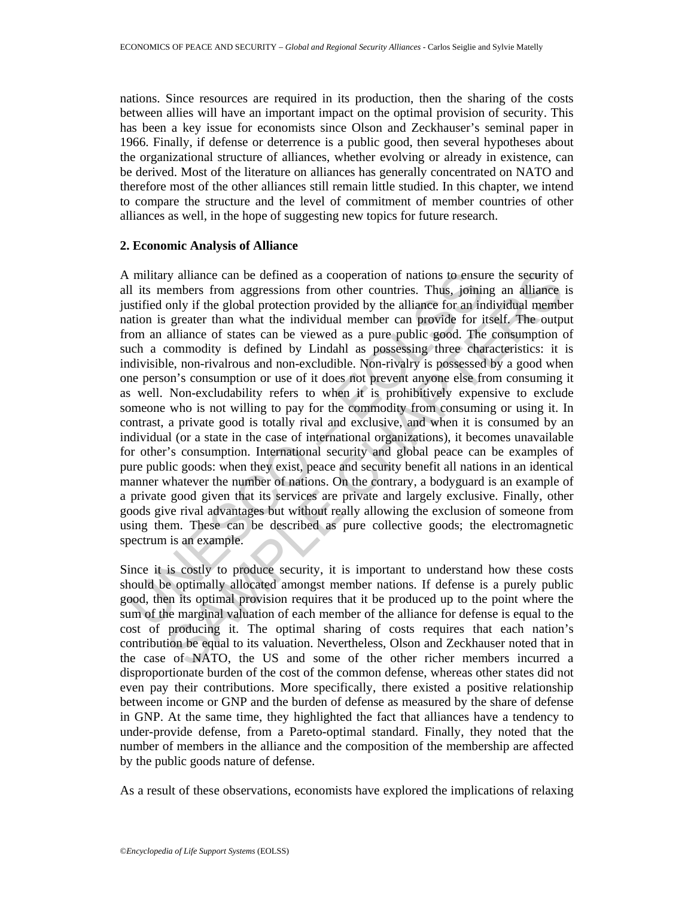nations. Since resources are required in its production, then the sharing of the costs between allies will have an important impact on the optimal provision of security. This has been a key issue for economists since Olson and Zeckhauser's seminal paper in 1966. Finally, if defense or deterrence is a public good, then several hypotheses about the organizational structure of alliances, whether evolving or already in existence, can be derived. Most of the literature on alliances has generally concentrated on NATO and therefore most of the other alliances still remain little studied. In this chapter, we intend to compare the structure and the level of commitment of member countries of other alliances as well, in the hope of suggesting new topics for future research.

## 2. Economic Analysis of Alliance

A military alliance can be defined as a cooperation of nations to ensure the security of all its members from aggressions from other countries. Thus, joining an alliance is justified only if the global protection provided by the alliance for an individual member nation is greater than what the individual member can provide for itself. The output from an alliance of states can be viewed as a pure public good. The consumption of such a commodity is defined by Lindahl as possessing three characteristics: it is indivisible, non-rivalrous and non-excludible. Non-rivalry is possessed by a good when one person's consumption or use of it does not prevent anyone else from consuming it as well. Non-excludability refers to when it is prohibitively expensive to exclude someone who is not willing to pay for the commodity from consuming or using it. In contrast, a private good is totally rival and exclusive, and when it is consumed by an individual (or a state in the case of international organizations), it becomes unavailable for other's consumption. International security and global peace can be examples of pure public goods: when they exist, peace and security benefit all nations in an identical manner whatever the number of nations. On the contrary, a bodyguard is an example of a private good given that its services are private and largely exclusive. Finally, other goods give rival advantages but without really allowing the exclusion of someone from using them. These can be described as pure collective goods; the electromagnetic spectrum is an example.

Since it is costly to produce security, it is important to understand how these costs should be optimally allocated amongst member nations. If defense is a purely public good, then its optimal provision requires that it be produced up to the point where the sum of the marginal valuation of each member of the alliance for defense is equal to the cost of producing it. The optimal sharing of costs requires that each nation's contribution be equal to its valuation. Nevertheless, Olson and Zeckhauser noted that in the case of NATO, the US and some of the other richer members incurred a disproportionate burden of the cost of the common defense, whereas other states did not even pay their contributions. More specifically, there existed a positive relationship between income or GNP and the burden of defense as measured by the share of defense in GNP. At the same time, they highlighted the fact that alliances have a tendency to under-provide defense, from a Pareto-optimal standard. Finally, they noted that the number of members in the alliance and the composition of the membership are affected by the public goods nature of defense.

As a result of these observations, economists have explored the implications of relaxing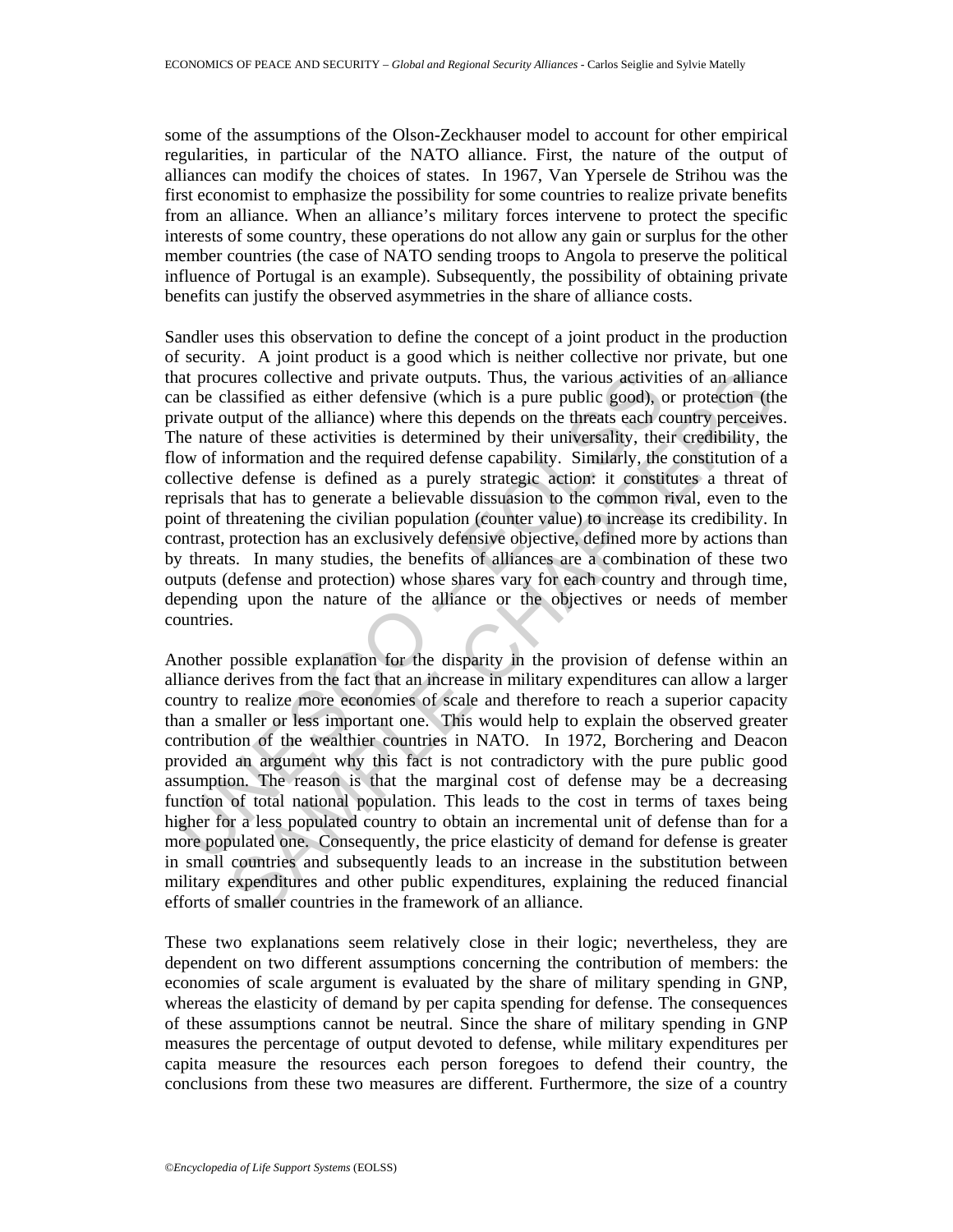some of the assumptions of the Olson-Zeckhauser model to account for other empirical regularities, in particular of the NATO alliance. First, the nature of the output of alliances can modify the choices of states. In 1967, Van Ypersele de Strihou was the first economist to emphasize the possibility for some countries to realize private benefits from an alliance. When an alliance's military forces intervene to protect the specific interests of some country, these operations do not allow any gain or surplus for the other member countries (the case of NATO sending troops to Angola to preserve the political influence of Portugal is an example). Subsequently, the possibility of obtaining private benefits can justify the observed asymmetries in the share of alliance costs.

Sandler uses this observation to define the concept of a joint product in the production of security. A joint product is a good which is neither collective nor private, but one that procures collective and private outputs. Thus, the various activities of an alliance can be classified as either defensive (which is a pure public good), or protection (the private output of the alliance) where this depends on the threats each country perceives. The nature of these activities is determined by their universality, their credibility, the flow of information and the required defense capability. Similarly, the constitution of a collective defense is defined as a purely strategic action: it constitutes a threat of reprisals that has to generate a believable dissuasion to the common rival, even to the point of threatening the civilian population (counter value) to increase its credibility. In contrast, protection has an exclusively defensive objective, defined more by actions than by threats. In many studies, the benefits of alliances are a combination of these two outputs (defense and protection) whose shares vary for each country and through time, depending upon the nature of the alliance or the objectives or needs of member countries.

Another possible explanation for the disparity in the provision of defense within an alliance derives from the fact that an increase in military expenditures can allow a larger country to realize more economies of scale and therefore to reach a superior capacity than a smaller or less important one. This would help to explain the observed greater contribution of the wealthier countries in NATO. In 1972, Borchering and Deacon provided an argument why this fact is not contradictory with the pure public good assumption. The reason is that the marginal cost of defense may be a decreasing function of total national population. This leads to the cost in terms of taxes being higher for a less populated country to obtain an incremental unit of defense than for a more populated one. Consequently, the price elasticity of demand for defense is greater in small countries and subsequently leads to an increase in the substitution between military expenditures and other public expenditures, explaining the reduced financial efforts of smaller countries in the framework of an alliance.

These two explanations seem relatively close in their logic; nevertheless, they are dependent on two different assumptions concerning the contribution of members: the economies of scale argument is evaluated by the share of military spending in GNP, whereas the elasticity of demand by per capita spending for defense. The consequences of these assumptions cannot be neutral. Since the share of military spending in GNP measures the percentage of output devoted to defense, while military expenditures per capita measure the resources each person foregoes to defend their country, the conclusions from these two measures are different. Furthermore, the size of a country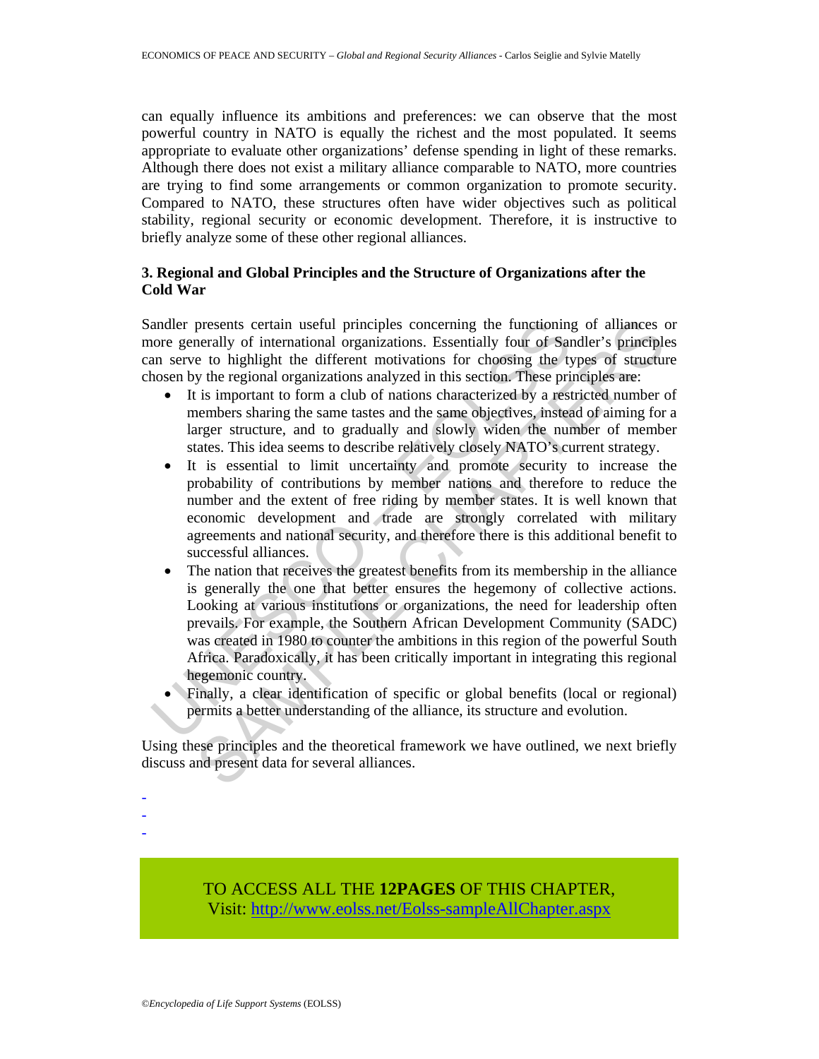can equally influence its ambitions and preferences: we can observe that the most powerful country in NATO is equally the richest and the most populated. It seems appropriate to evaluate other organizations' defense spending in light of these remarks. Although there does not exist a military alliance comparable to NATO, more countries are trying to find some arrangements or common organization to promote security. Compared to NATO, these structures often have wider objectives such as political stability, regional security or economic development. Therefore, it is instructive to briefly analyze some of these other regional alliances.

## 3. Regional and Global Principles and the Structure of Organizations after the Cold War

Sandler presents certain useful principles concerning the functioning of alliances or more generally of international organizations. Essentially four of Sandler's principles can serve to highlight the different motivations for choosing the types of structure chosen by the regional organizations analyzed in this section. These principles are:

- It is important to form a club of nations characterized by a restricted number of members sharing the same tastes and the same objectives, instead of aiming for a larger structure, and to gradually and slowly widen the number of member states. This idea seems to describe relatively closely NATO's current strategy.
- It is essential to limit uncertainty and promote security to increase the probability of contributions by member nations and therefore to reduce the number and the extent of free riding by member states. It is well known that economic development and trade are strongly correlated with military agreements and national security, and therefore there is this additional benefit to successful alliances.
- The nation that receives the greatest benefits from its membership in the alliance is generally the one that better ensures the hegemony of collective actions. Looking at various institutions or organizations, the need for leadership often prevails. For example, the Southern African Development Community (SADC) was created in 1980 to counter the ambitions in this region of the powerful South Africa. Paradoxically, it has been critically important in integrating this regional hegemonic country.
- Finally, a clear identification of specific or global benefits (local or regional) permits a better understanding of the alliance, its structure and evolution.

Using these principles and the theoretical framework we have outlined, we next briefly discuss and present data for several alliances.

-
-
-

TO ACCESS ALL THE **12PAGES** OF THIS CHAPTER,
Visit: http://www.eolss.net/Eolss-sampleAllChapter.aspx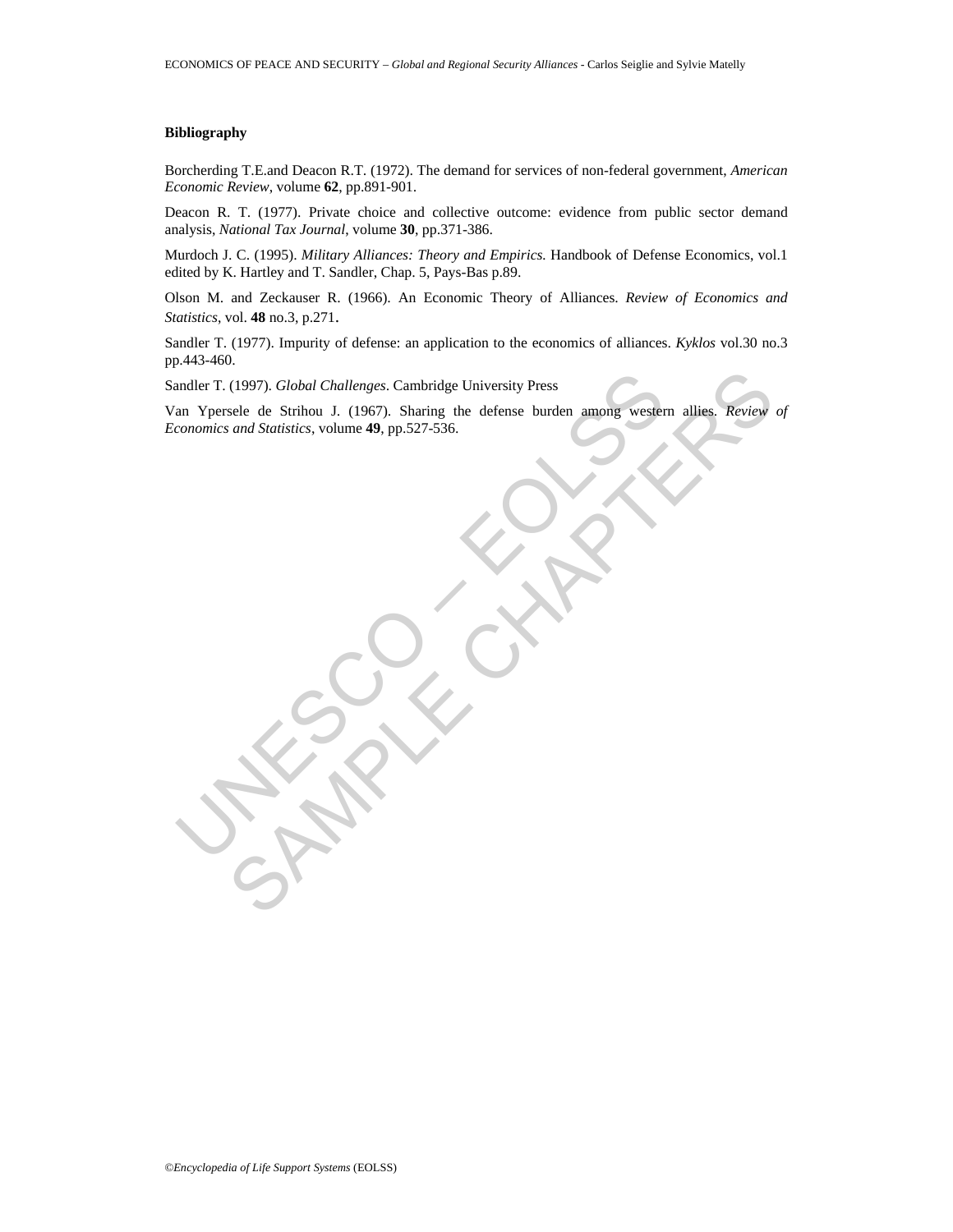### Bibliography

Borcherding T.E.and Deacon R.T. (1972). The demand for services of non-federal government, *American Economic Review*, volume **62**, pp.891-901.

Deacon R. T. (1977). Private choice and collective outcome: evidence from public sector demand analysis, *National Tax Journal*, volume **30**, pp.371-386.

Murdoch J. C. (1995). *Military Alliances: Theory and Empirics.* Handbook of Defense Economics, vol.1 edited by K. Hartley and T. Sandler, Chap. 5, Pays-Bas p.89.

Olson M. and Zeckauser R. (1966). An Economic Theory of Alliances. *Review of Economics and Statistics*, vol. **48** no.3, p.271.

Sandler T. (1977). Impurity of defense: an application to the economics of alliances. *Kyklos* vol.30 no.3 pp.443-460.

Sandler T. (1997). *Global Challenges*. Cambridge University Press

Van Ypersele de Strihou J. (1967). Sharing the defense burden among western allies. *Review of Economics and Statistics*, volume **49**, pp.527-536.